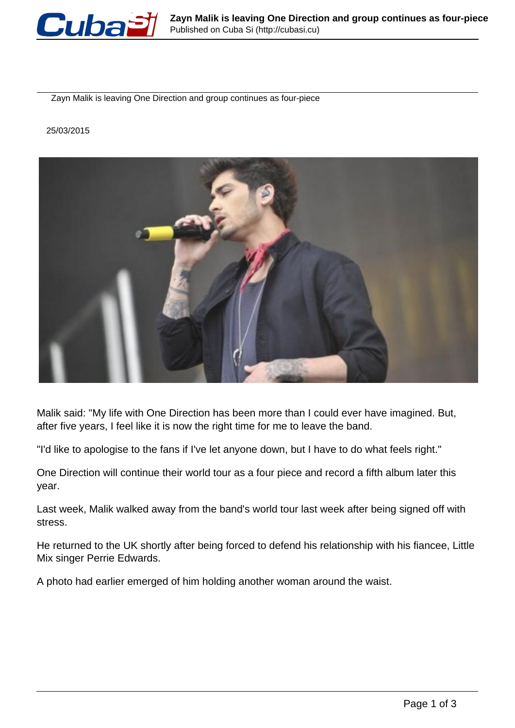# Zayn Malik is leaving One Direction and group continues as four-piece

25/03/2015

Malik said: "My life with One Direction has been more than I could ever have imagined. But, after five years, I feel like it is now the right time for me to leave the band.

"I'd like to apologise to the fans if I've let anyone down, but I have to do what feels right."

One Direction will continue their world tour as a four piece and record a fifth album later this year.

Last week, Malik walked away from the band's world tour last week after being signed off with stress.

He returned to the UK shortly after being forced to defend his relationship with his fiancee, Little Mix singer Perrie Edwards.

A photo had earlier emerged of him holding another woman around the waist.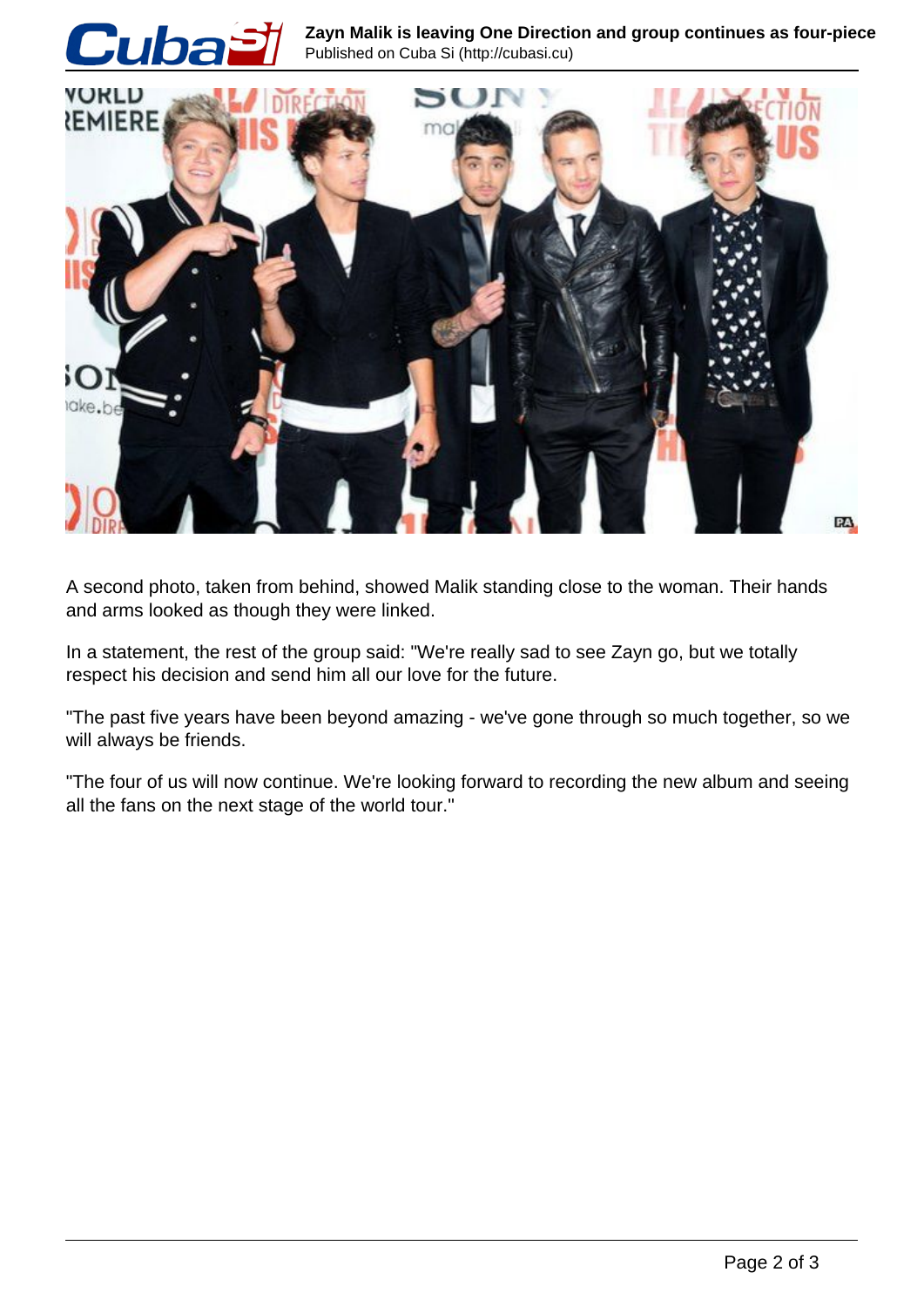A second photo, taken from behind, showed Malik standing close to the woman. Their hands and arms looked as though they were linked.

In a statement, the rest of the group said: "We're really sad to see Zayn go, but we totally respect his decision and send him all our love for the future.

"The past five years have been beyond amazing - we've gone through so much together, so we will always be friends.

"The four of us will now continue. We're looking forward to recording the new album and seeing all the fans on the next stage of the world tour."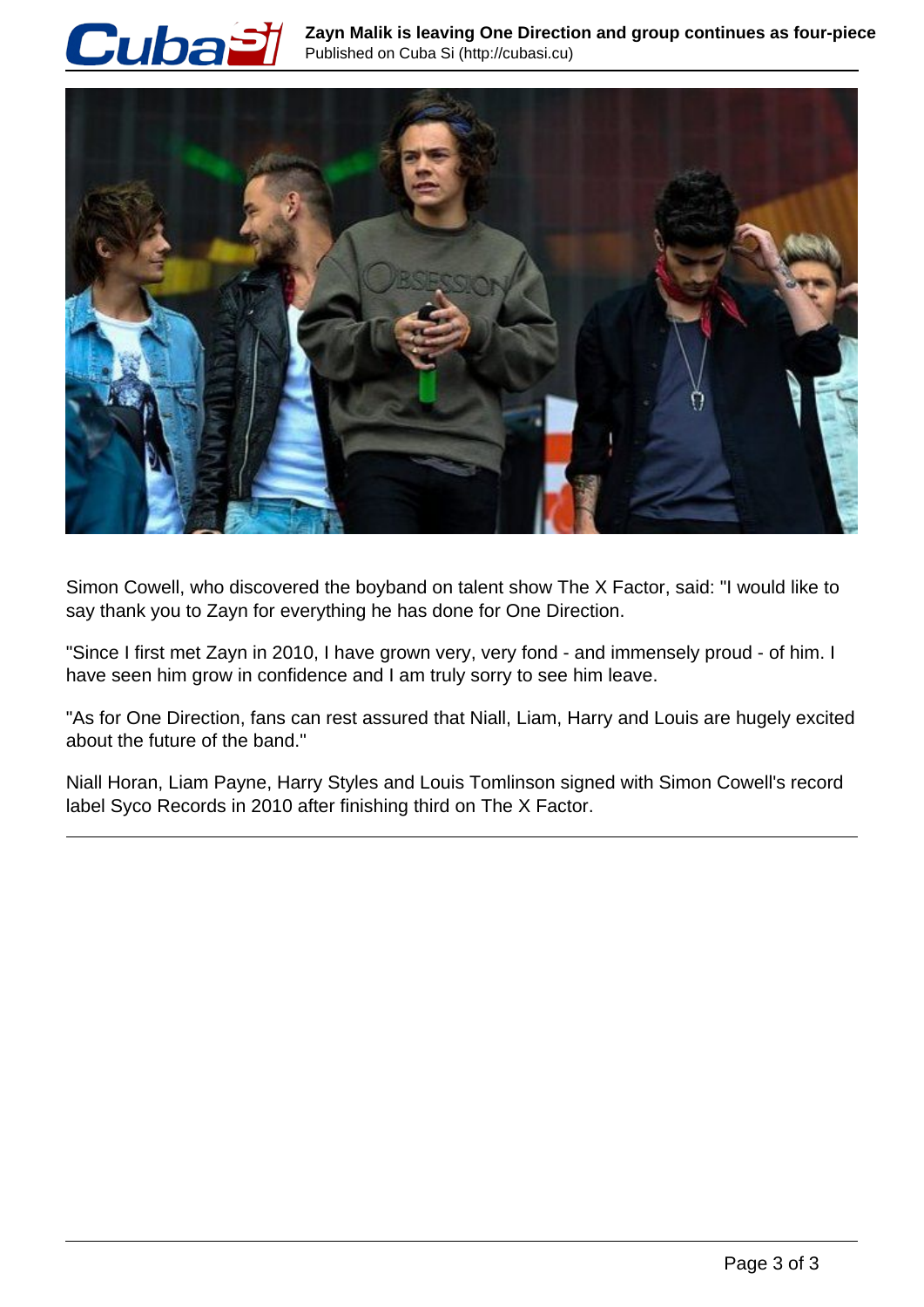Simon Cowell, who discovered the boyband on talent show The X Factor, said: "I would like to say thank you to Zayn for everything he has done for One Direction.

"Since I first met Zayn in 2010, I have grown very, very fond - and immensely proud - of him. I have seen him grow in confidence and I am truly sorry to see him leave.

"As for One Direction, fans can rest assured that Niall, Liam, Harry and Louis are hugely excited about the future of the band."

Niall Horan, Liam Payne, Harry Styles and Louis Tomlinson signed with Simon Cowell's record label Syco Records in 2010 after finishing third on The X Factor.